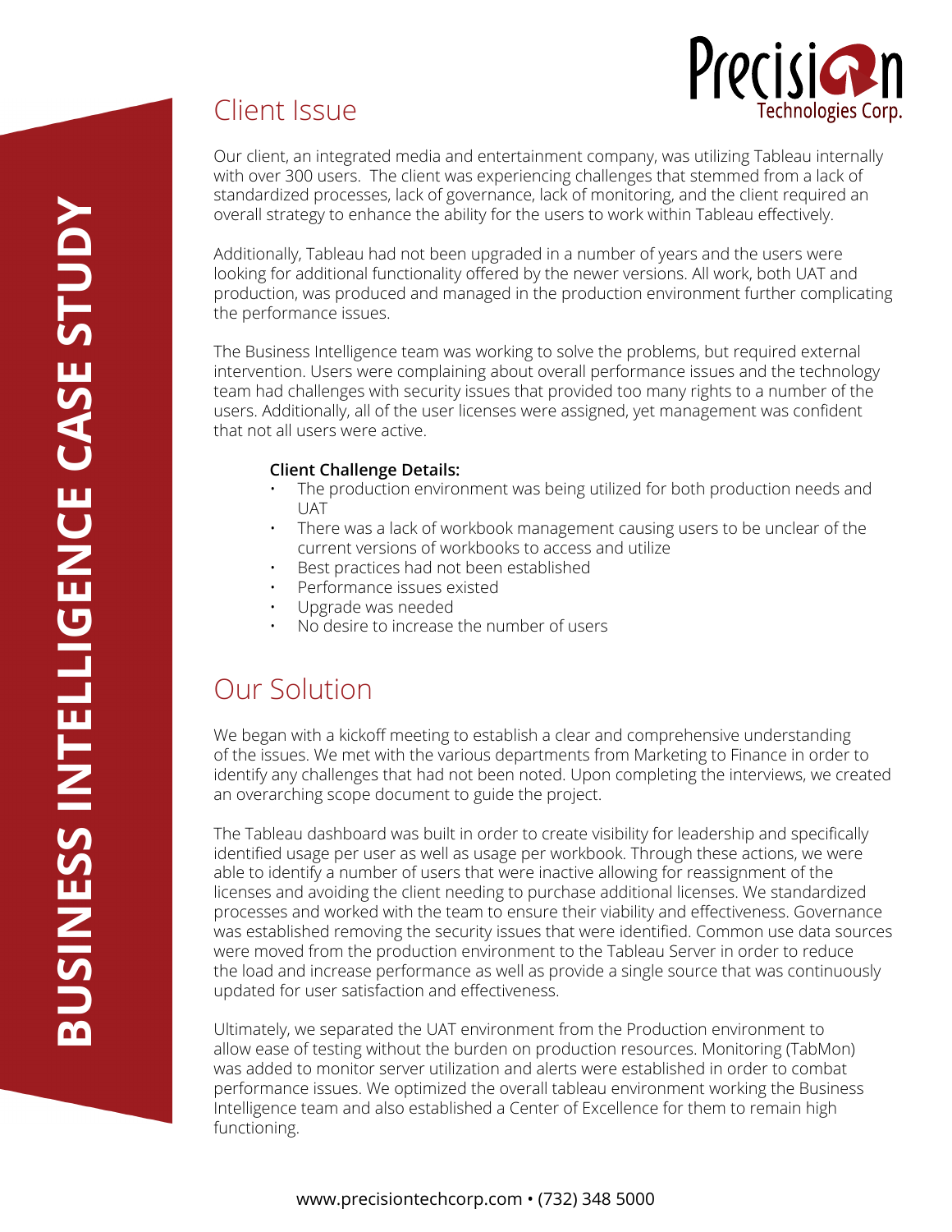# BUSINESS INTELLIGENCE CASE STUDY

Precision Technologies Corp.

## Client Issue

Our client, an integrated media and entertainment company, was utilizing Tableau internally with over 300 users. The client was experiencing challenges that stemmed from a lack of standardized processes, lack of governance, lack of monitoring, and the client required an overall strategy to enhance the ability for the users to work within Tableau effectively.

Additionally, Tableau had not been upgraded in a number of years and the users were looking for additional functionality offered by the newer versions. All work, both UAT and production, was produced and managed in the production environment further complicating the performance issues.

The Business Intelligence team was working to solve the problems, but required external intervention. Users were complaining about overall performance issues and the technology team had challenges with security issues that provided too many rights to a number of the users. Additionally, all of the user licenses were assigned, yet management was confident that not all users were active.

**Client Challenge Details:**

- The production environment was being utilized for both production needs and UAT
- There was a lack of workbook management causing users to be unclear of the current versions of workbooks to access and utilize
- Best practices had not been established
- Performance issues existed
- Upgrade was needed
- No desire to increase the number of users

## Our Solution

We began with a kickoff meeting to establish a clear and comprehensive understanding of the issues. We met with the various departments from Marketing to Finance in order to identify any challenges that had not been noted. Upon completing the interviews, we created an overarching scope document to guide the project.

The Tableau dashboard was built in order to create visibility for leadership and specifically identified usage per user as well as usage per workbook. Through these actions, we were able to identify a number of users that were inactive allowing for reassignment of the licenses and avoiding the client needing to purchase additional licenses. We standardized processes and worked with the team to ensure their viability and effectiveness. Governance was established removing the security issues that were identified. Common use data sources were moved from the production environment to the Tableau Server in order to reduce the load and increase performance as well as provide a single source that was continuously updated for user satisfaction and effectiveness.

Ultimately, we separated the UAT environment from the Production environment to allow ease of testing without the burden on production resources. Monitoring (TabMon) was added to monitor server utilization and alerts were established in order to combat performance issues. We optimized the overall tableau environment working the Business Intelligence team and also established a Center of Excellence for them to remain high functioning.

www.precisiontechcorp.com • (732) 348 5000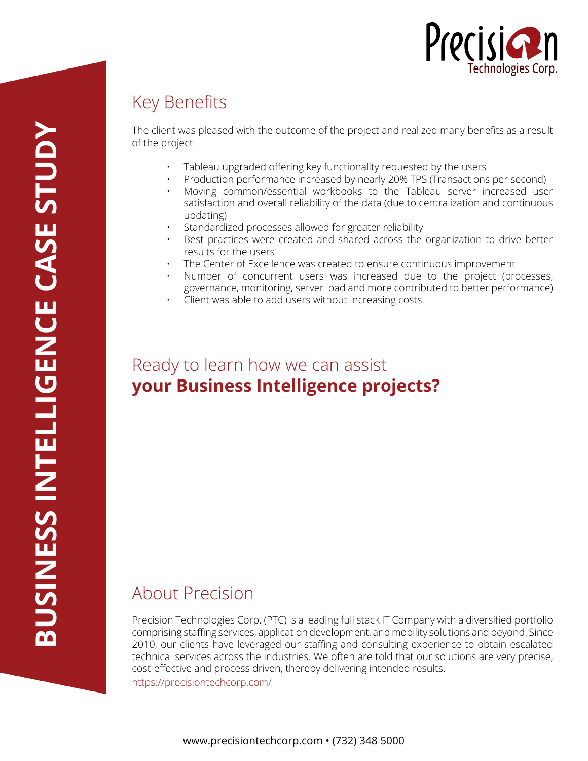## Key Benefits

The client was pleased with the outcome of the project and realized many benefits as a result of the project.

- Tableau upgraded offering key functionality requested by the users
- Production performance increased by nearly 20% TPS (Transactions per second)
- Moving common/essential workbooks to the Tableau server increased user satisfaction and overall reliability of the data (due to centralization and continuous updating)
- Standardized processes allowed for greater reliability
- Best practices were created and shared across the organization to drive better results for the users
- The Center of Excellence was created to ensure continuous improvement
- Number of concurrent users was increased due to the project (processes, governance, monitoring, server load and more contributed to better performance)
- Client was able to add users without increasing costs.

## Ready to learn how we can assist **your Business Intelligence projects?**

## About Precision

Precision Technologies Corp. (PTC) is a leading full stack IT Company with a diversified portfolio comprising staffing services, application development, and mobility solutions and beyond. Since 2010, our clients have leveraged our staffing and consulting experience to obtain escalated technical services across the industries. We often are told that our solutions are very precise, cost-effective and process driven, thereby delivering intended results.

https://precisiontechcorp.com/